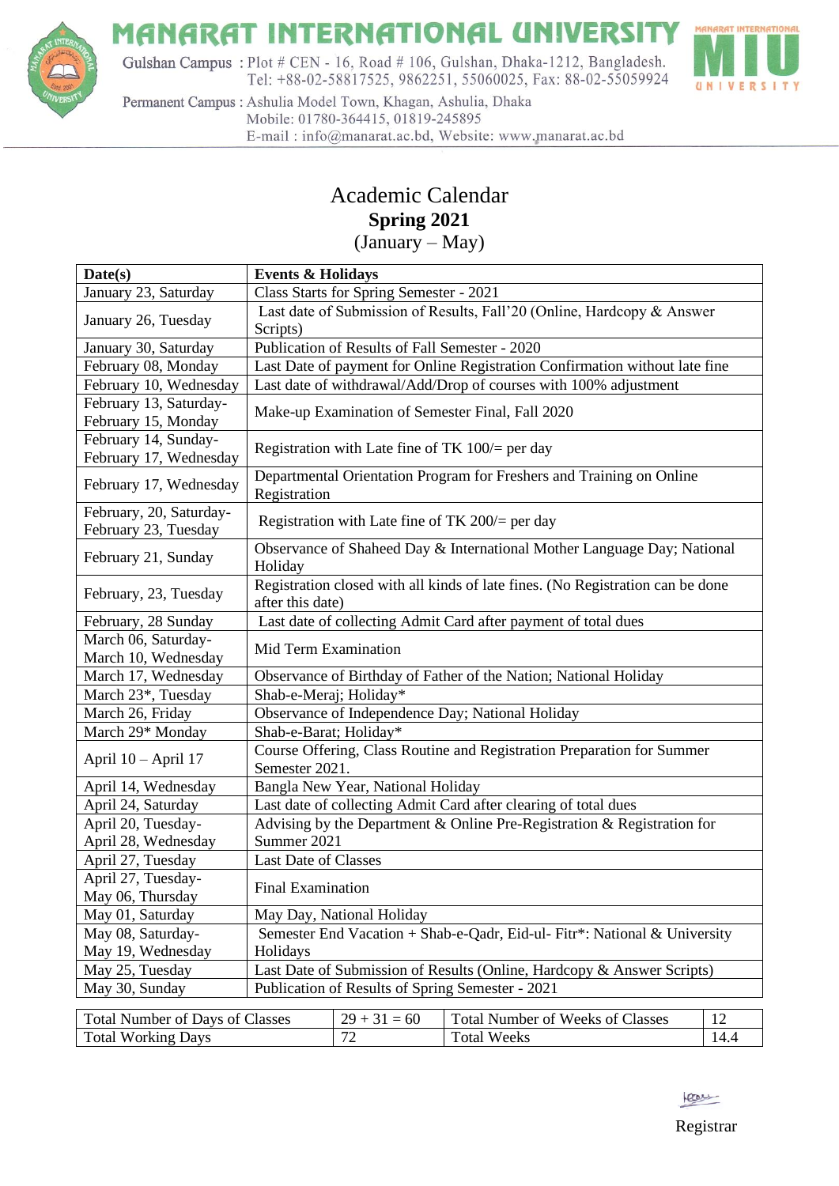# MANARAT INTERNATIONAL UNIVERSITY

Gulshan Campus : Plot # CEN - 16, Road # 106, Gulshan, Dhaka-1212, Bangladesh.
Tel: +88-02-58817525, 9862251, 55060025, Fax: 88-02-55059924

Permanent Campus : Ashulia Model Town, Khagan, Ashulia, Dhaka
Mobile: 01780-364415, 01819-245895
E-mail : info@manarat.ac.bd, Website: www.manarat.ac.bd

## Academic Calendar
## Spring 2021
(January – May)

| **Date(s)** | **Events & Holidays** |
|---|---|
| January 23, Saturday | Class Starts for Spring Semester - 2021 |
| January 26, Tuesday | Last date of Submission of Results, Fall'20 (Online, Hardcopy & Answer Scripts) |
| January 30, Saturday | Publication of Results of Fall Semester - 2020 |
| February 08, Monday | Last Date of payment for Online Registration Confirmation without late fine |
| February 10, Wednesday | Last date of withdrawal/Add/Drop of courses with 100% adjustment |
| February 13, Saturday-February 15, Monday | Make-up Examination of Semester Final, Fall 2020 |
| February 14, Sunday-February 17, Wednesday | Registration with Late fine of TK 100/= per day |
| February 17, Wednesday | Departmental Orientation Program for Freshers and Training on Online Registration |
| February, 20, Saturday-February 23, Tuesday | Registration with Late fine of TK 200/= per day |
| February 21, Sunday | Observance of Shaheed Day & International Mother Language Day; National Holiday |
| February, 23, Tuesday | Registration closed with all kinds of late fines. (No Registration can be done after this date) |
| February, 28 Sunday | Last date of collecting Admit Card after payment of total dues |
| March 06, Saturday-March 10, Wednesday | Mid Term Examination |
| March 17, Wednesday | Observance of Birthday of Father of the Nation; National Holiday |
| March 23*, Tuesday | Shab-e-Meraj; Holiday* |
| March 26, Friday | Observance of Independence Day; National Holiday |
| March 29* Monday | Shab-e-Barat; Holiday* |
| April 10 – April 17 | Course Offering, Class Routine and Registration Preparation for Summer Semester 2021. |
| April 14, Wednesday | Bangla New Year, National Holiday |
| April 24, Saturday | Last date of collecting Admit Card after clearing of total dues |
| April 20, Tuesday-April 28, Wednesday | Advising by the Department & Online Pre-Registration & Registration for Summer 2021 |
| April 27, Tuesday | Last Date of Classes |
| April 27, Tuesday-May 06, Thursday | Final Examination |
| May 01, Saturday | May Day, National Holiday |
| May 08, Saturday-May 19, Wednesday | Semester End Vacation + Shab-e-Qadr, Eid-ul- Fitr*: National & University Holidays |
| May 25, Tuesday | Last Date of Submission of Results (Online, Hardcopy & Answer Scripts) |
| May 30, Sunday | Publication of Results of Spring Semester - 2021 |

| Total Number of Days of Classes | 29 + 31 = 60 | Total Number of Weeks of Classes | 12 |
|---|---|---|---|
| Total Working Days | 72 | Total Weeks | 14.4 |

Registrar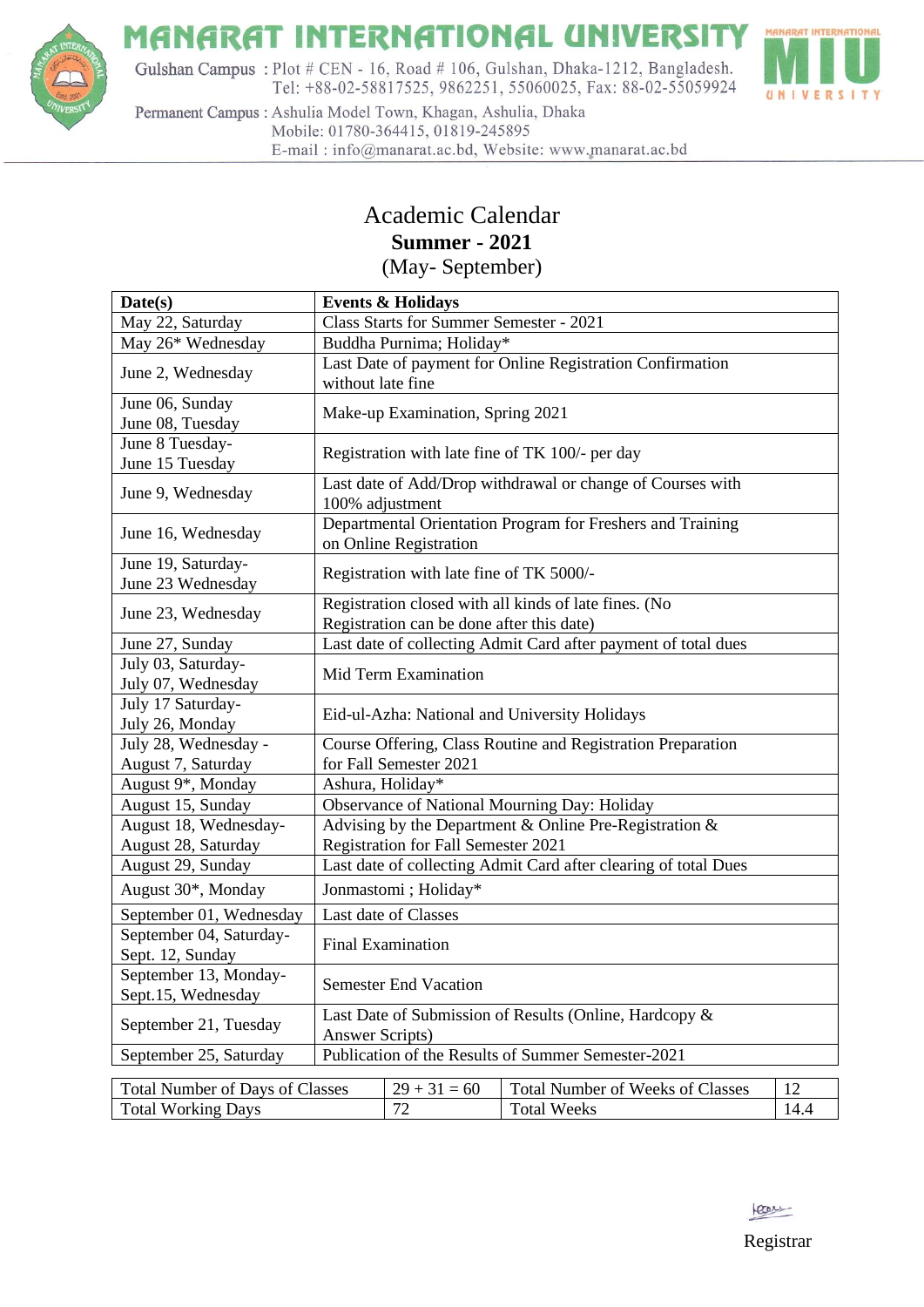# MANARAT INTERNATIONAL UNIVERSITY

Gulshan Campus : Plot # CEN - 16, Road # 106, Gulshan, Dhaka-1212, Bangladesh.
Tel: +88-02-58817525, 9862251, 55060025, Fax: 88-02-55059924

Permanent Campus : Ashulia Model Town, Khagan, Ashulia, Dhaka
Mobile: 01780-364415, 01819-245895
E-mail : info@manarat.ac.bd, Website: www.manarat.ac.bd

## Academic Calendar
### Summer - 2021
(May- September)

| Date(s) | Events & Holidays |
|---|---|
| May 22, Saturday | Class Starts for Summer Semester - 2021 |
| May 26* Wednesday | Buddha Purnima; Holiday* |
| June 2, Wednesday | Last Date of payment for Online Registration Confirmation without late fine |
| June 06, Sunday June 08, Tuesday | Make-up Examination, Spring 2021 |
| June 8 Tuesday- June 15 Tuesday | Registration with late fine of TK 100/- per day |
| June 9, Wednesday | Last date of Add/Drop withdrawal or change of Courses with 100% adjustment |
| June 16, Wednesday | Departmental Orientation Program for Freshers and Training on Online Registration |
| June 19, Saturday- June 23 Wednesday | Registration with late fine of TK 5000/- |
| June 23, Wednesday | Registration closed with all kinds of late fines. (No Registration can be done after this date) |
| June 27, Sunday | Last date of collecting Admit Card after payment of total dues |
| July 03, Saturday- July 07, Wednesday | Mid Term Examination |
| July 17 Saturday- July 26, Monday | Eid-ul-Azha: National and University Holidays |
| July 28, Wednesday - August 7, Saturday | Course Offering, Class Routine and Registration Preparation for Fall Semester 2021 |
| August 9*, Monday | Ashura, Holiday* |
| August 15, Sunday | Observance of National Mourning Day: Holiday |
| August 18, Wednesday- August 28, Saturday | Advising by the Department & Online Pre-Registration & Registration for Fall Semester 2021 |
| August 29, Sunday | Last date of collecting Admit Card after clearing of total Dues |
| August 30*, Monday | Jonmastomi ; Holiday* |
| September 01, Wednesday | Last date of Classes |
| September 04, Saturday- Sept. 12, Sunday | Final Examination |
| September 13, Monday- Sept.15, Wednesday | Semester End Vacation |
| September 21, Tuesday | Last Date of Submission of Results (Online, Hardcopy & Answer Scripts) |
| September 25, Saturday | Publication of the Results of Summer Semester-2021 |

| Total Number of Days of Classes | 29 + 31 = 60 | Total Number of Weeks of Classes | 12 |
|---|---|---|---|
| Total Working Days | 72 | Total Weeks | 14.4 |

Registrar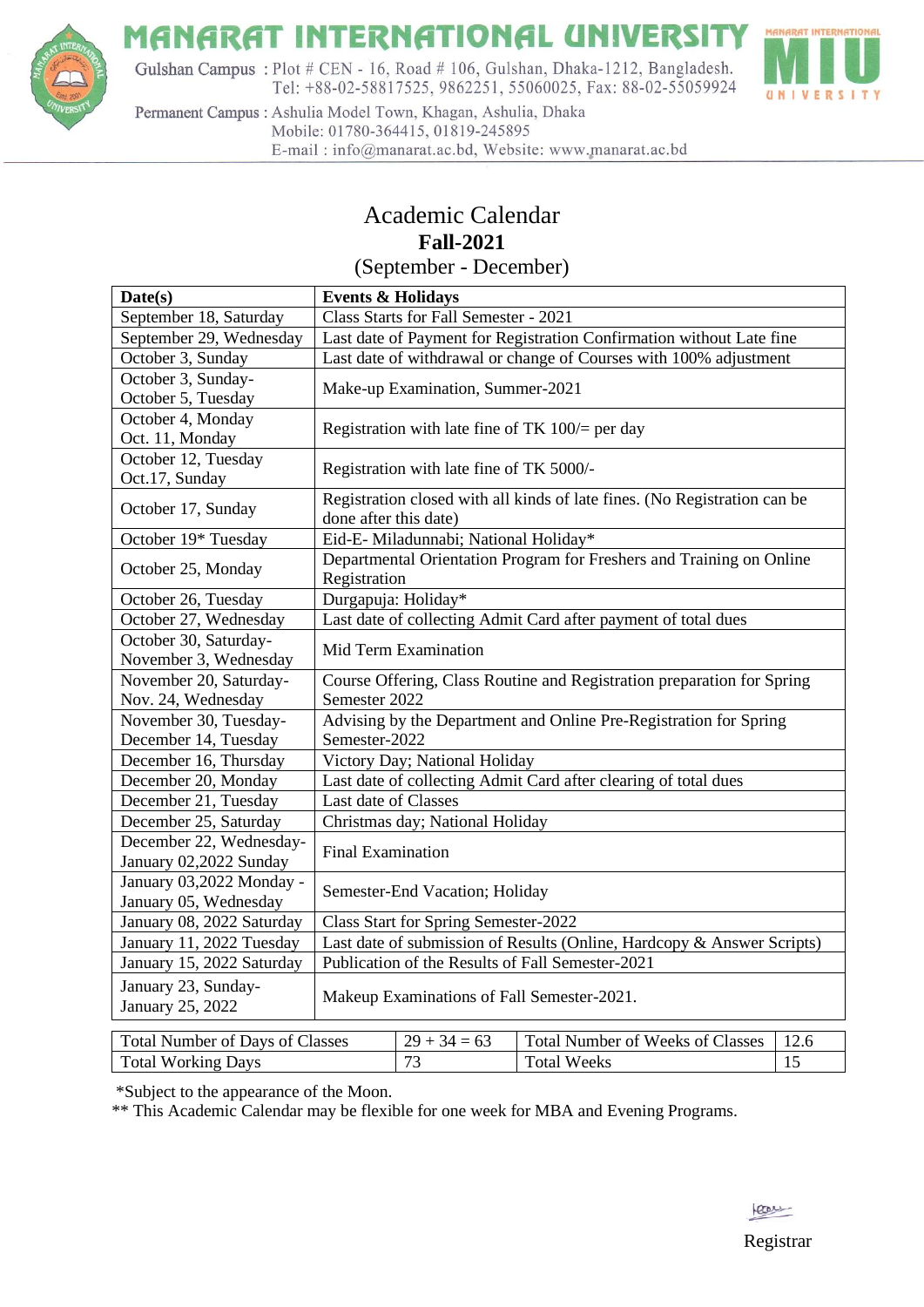# MANARAT INTERNATIONAL UNIVERSITY

Gulshan Campus : Plot # CEN - 16, Road # 106, Gulshan, Dhaka-1212, Bangladesh.
Tel: +88-02-58817525, 9862251, 55060025, Fax: 88-02-55059924

Permanent Campus : Ashulia Model Town, Khagan, Ashulia, Dhaka
Mobile: 01780-364415, 01819-245895
E-mail : info@manarat.ac.bd, Website: www.manarat.ac.bd

## Academic Calendar
## **Fall-2021**
### (September - December)

| **Date(s)** | **Events & Holidays** |
|---|---|
| September 18, Saturday | Class Starts for Fall Semester - 2021 |
| September 29, Wednesday | Last date of Payment for Registration Confirmation without Late fine |
| October 3, Sunday | Last date of withdrawal or change of Courses with 100% adjustment |
| October 3, Sunday- October 5, Tuesday | Make-up Examination, Summer-2021 |
| October 4, Monday Oct. 11, Monday | Registration with late fine of TK 100/= per day |
| October 12, Tuesday Oct.17, Sunday | Registration with late fine of TK 5000/- |
| October 17, Sunday | Registration closed with all kinds of late fines. (No Registration can be done after this date) |
| October 19* Tuesday | Eid-E- Miladunnabi; National Holiday* |
| October 25, Monday | Departmental Orientation Program for Freshers and Training on Online Registration |
| October 26, Tuesday | Durgapuja: Holiday* |
| October 27, Wednesday | Last date of collecting Admit Card after payment of total dues |
| October 30, Saturday- November 3, Wednesday | Mid Term Examination |
| November 20, Saturday- Nov. 24, Wednesday | Course Offering, Class Routine and Registration preparation for Spring Semester 2022 |
| November 30, Tuesday- December 14, Tuesday | Advising by the Department and Online Pre-Registration for Spring Semester-2022 |
| December 16, Thursday | Victory Day; National Holiday |
| December 20, Monday | Last date of collecting Admit Card after clearing of total dues |
| December 21, Tuesday | Last date of Classes |
| December 25, Saturday | Christmas day; National Holiday |
| December 22, Wednesday- January 02,2022 Sunday | Final Examination |
| January 03,2022 Monday - January 05, Wednesday | Semester-End Vacation; Holiday |
| January 08, 2022 Saturday | Class Start for Spring Semester-2022 |
| January 11, 2022 Tuesday | Last date of submission of Results (Online, Hardcopy & Answer Scripts) |
| January 15, 2022 Saturday | Publication of the Results of Fall Semester-2021 |
| January 23, Sunday- January 25, 2022 | Makeup Examinations of Fall Semester-2021. |

| | | | |
|---|---|---|---|
| Total Number of Days of Classes | 29 + 34 = 63 | Total Number of Weeks of Classes | 12.6 |
| Total Working Days | 73 | Total Weeks | 15 |

*Subject to the appearance of the Moon.
** This Academic Calendar may be flexible for one week for MBA and Evening Programs.

Registrar